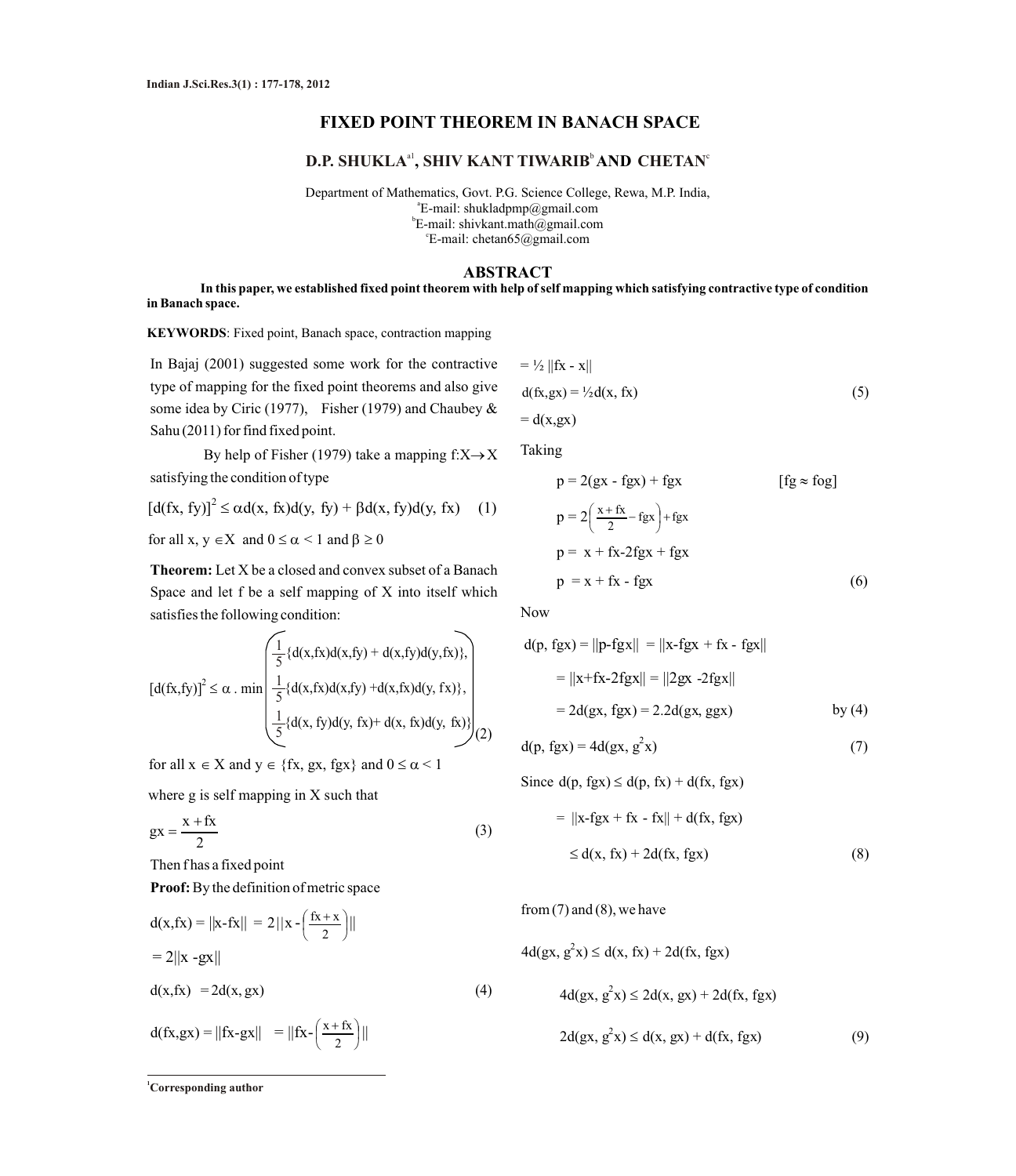# FIXED POINT THEOREM IN BANACH SPACE

## D.P. SHUKLA[a1], SHIV KANT TIWARIB[b] AND CHETAN[c]

Department of Mathematics, Govt. P.G. Science College, Rewa, M.P. India,
[a]E-mail: shukladpmp@gmail.com
[b]E-mail: shivkant.math@gmail.com
[c]E-mail: chetan65@gmail.com

## ABSTRACT

**In this paper, we established fixed point theorem with help of self mapping which satisfying contractive type of condition in Banach space.**

**KEYWORDS**: Fixed point, Banach space, contraction mapping

In Bajaj (2001) suggested some work for the contractive type of mapping for the fixed point theorems and also give some idea by Ciric (1977), Fisher (1979) and Chaubey & Sahu (2011) for find fixed point.

By help of Fisher (1979) take a mapping $f:X\to X$ satisfying the condition of type

$$[d(fx, fy)]^2 \le \alpha d(x, fx)d(y, fy) + \beta d(x, fy)d(y, fx) \quad (1)$$

for all $x, y \in X$ and $0 \le \alpha < 1$ and $\beta \ge 0$

**Theorem:** Let X be a closed and convex subset of a Banach Space and let f be a self mapping of X into itself which satisfies the following condition:

$$[d(fx,fy)]^2 \le \alpha \,.\, \min\begin{pmatrix} \frac{1}{5}\{d(x,fx)d(x,fy) + d(x,fy)d(y,fx)\}, \\ \frac{1}{5}\{d(x,fx)d(x,fy) + d(x,fx)d(y, fx)\}, \\ \frac{1}{5}\{d(x, fy)d(y, fx) + d(x, fx)d(y, fx)\} \end{pmatrix} \quad (2)$$

for all $x \in X$ and $y \in \{fx, gx, fgx\}$ and $0 \le \alpha < 1$

where g is self mapping in X such that

$$gx = \frac{x + fx}{2} \quad (3)$$

Then f has a fixed point

**Proof:** By the definition of metric space

$$d(x,fx) = ||x-fx|| = 2||x - \left(\frac{fx + x}{2}\right)||$$

$$= 2||x - gx||$$

$$d(x,fx) = 2d(x, gx) \quad (4)$$

$$d(fx,gx) = ||fx-gx|| = ||fx-\left(\frac{x + fx}{2}\right)||$$

$$= \tfrac{1}{2} ||fx - x||$$

$$d(fx,gx) = \tfrac{1}{2}d(x, fx) \quad (5)$$

$$= d(x,gx)$$

Taking

$$p = 2(gx - fgx) + fgx \qquad [fg \approx fog]$$

$$p = 2\left(\frac{x + fx}{2} - fgx\right) + fgx$$

$$p = x + fx - 2fgx + fgx$$

$$p = x + fx - fgx \quad (6)$$

Now

$$d(p, fgx) = ||p-fgx|| = ||x-fgx + fx - fgx||$$

$$= ||x+fx-2fgx|| = ||2gx - 2fgx||$$

$$= 2d(gx, fgx) = 2.2d(gx, ggx) \qquad \text{by (4)}$$

$$d(p, fgx) = 4d(gx, g^2x) \quad (7)$$

Since $d(p, fgx) \le d(p, fx) + d(fx, fgx)$

$$= ||x-fgx + fx - fx|| + d(fx, fgx)$$

$$\le d(x, fx) + 2d(fx, fgx) \quad (8)$$

from (7) and (8), we have

$$4d(gx, g^2x) \le d(x, fx) + 2d(fx, fgx)$$

$$4d(gx, g^2x) \le 2d(x, gx) + 2d(fx, fgx)$$

$$2d(gx, g^2x) \le d(x, gx) + d(fx, fgx) \quad (9)$$

[1]Corresponding author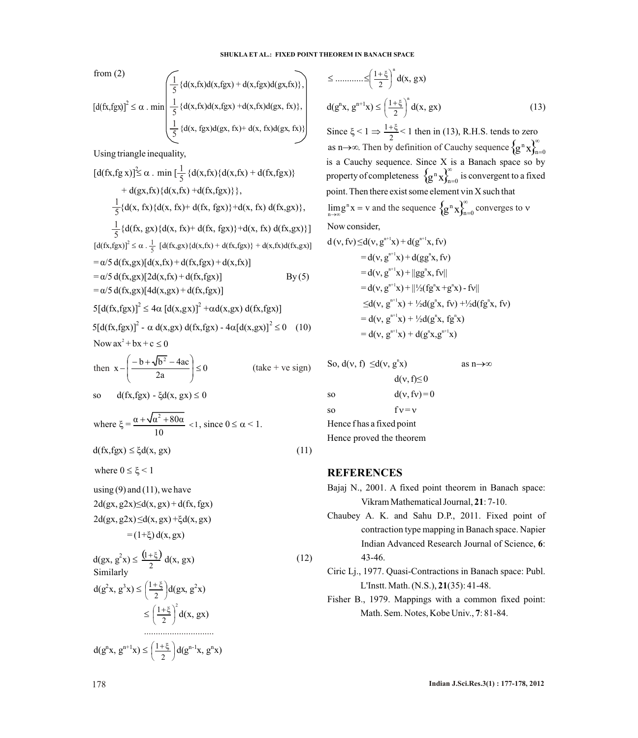from (2)

$$[d(fx,fgx)]^2 \leq \alpha \,.\, \min\begin{pmatrix} \frac{1}{5}\{d(x,fx)d(x,fgx) + d(x,fgx)d(gx,fx)\}, \\ \frac{1}{5}\{d(x,fx)d(x,fgx) + d(x,fx)d(gx, fx)\}, \\ \frac{1}{5}\{d(x, fgx)d(gx, fx) + d(x, fx)d(gx, fx)\} \end{pmatrix}$$

Using triangle inequality,

$$[d(fx,fg\,x)]^2 \leq \alpha \,.\, \min\,[\frac{1}{5}\{d(x,fx)\{d(x,fx) + d(fx,fgx)\}$$

$$+ d(gx,fx)\{d(x,fx) + d(fx,fgx)\}\},$$

$$\frac{1}{5}\{d(x, fx)\{d(x, fx) + d(fx, fgx)\} + d(x, fx)\, d(fx,gx)\},$$

$$\frac{1}{5}\{d(fx, gx)\{d(x, fx) + d(fx, fgx)\} + d(x, fx)\, d(fx,gx)\}]$$

$$[d(fx,fgx)]^2 \leq \alpha \,.\, \frac{1}{5}\, [d(fx,gx)\{d(x,fx) + d(fx,fgx)\} + d(x,fx)d(fx,gx)]$$

$$= \alpha/5\, d(fx,gx)[d(x,fx) + d(fx,fgx) + d(x,fx)]$$

$$= \alpha/5\, d(fx,gx)[2d(x,fx) + d(fx,fgx)] \qquad \text{By (5)}$$

$$= \alpha/5\, d(fx,gx)[4d(x,gx) + d(fx,fgx)]$$

$$5[d(fx,fgx)]^2 \leq 4\alpha\, [d(x,gx)]^2 + \alpha d(x,gx)\, d(fx,fgx)]$$

$$5[d(fx,fgx)]^2 - \alpha\, d(x,gx)\, d(fx,fgx) - 4\alpha[d(x,gx)]^2 \leq 0 \qquad (10)$$

Now $ax^2 + bx + c \leq 0$

then $x - \left(\dfrac{-b + \sqrt{b^2 - 4ac}}{2a}\right) \leq 0$ (take + ve sign)

so $\quad d(fx,fgx) - \xi d(x, gx) \leq 0$

where $\xi = \dfrac{\alpha + \sqrt{\alpha^2 + 80\alpha}}{10} < 1$, since $0 \leq \alpha < 1$.

$$d(fx,fgx) \leq \xi d(x, gx) \qquad (11)$$

where $0 \leq \xi < 1$

using (9) and (11), we have

$$2d(gx, g2x) \leq d(x, gx) + d(fx, fgx)$$

$$2d(gx, g2x) \leq d(x, gx) + \xi d(x, gx)$$

$$= (1+\xi)\, d(x, gx)$$

$$d(gx, g^2x) \leq \frac{(1+\xi)}{2}\, d(x, gx) \qquad (12)$$

Similarly

$$d(g^2x, g^3x) \leq \left(\frac{1+\xi}{2}\right) d(gx, g^2x)$$

$$\leq \left(\frac{1+\xi}{2}\right)^2 d(x, gx)$$

..............................

$$d(g^nx, g^{n+1}x) \leq \left(\frac{1+\xi}{2}\right) d(g^{n-1}x, g^nx)$$

$$\leq \ldots\ldots\ldots\ldots \leq \left(\frac{1+\xi}{2}\right)^n d(x, gx)$$

$$d(g^nx, g^{n+1}x) \leq \left(\frac{1+\xi}{2}\right)^n d(x, gx) \qquad (13)$$

Since $\xi < 1 \Rightarrow \frac{1+\xi}{2} < 1$ then in (13), R.H.S. tends to zero as $n \to \infty$. Then by definition of Cauchy sequence $\{g^n x\}_{n=0}^{\infty}$ is a Cauchy sequence. Since X is a Banach space so by property of completeness $\{g^n x\}_{n=0}^{\infty}$ is convergent to a fixed point. Then there exist some element $\nu$ in X such that $\lim_{n\to\infty} g^n x = \nu$ and the sequence $\{g^n x\}_{n=0}^{\infty}$ converges to $\nu$

Now consider,

$$d(\nu, f\nu) \leq d(\nu, g^{n+1}x) + d(g^{n+1}x, f\nu)$$

$$= d(\nu, g^{n+1}x) + d(gg^nx, f\nu)$$

$$= d(\nu, g^{n+1}x) + \|gg^nx, f\nu\|$$

$$= d(\nu, g^{n+1}x) + \|\tfrac{1}{2}(fg^nx + g^nx) - f\nu\|$$

$$\leq d(\nu, g^{n+1}x) + \tfrac{1}{2}d(g^nx, f\nu) + \tfrac{1}{2}d(fg^nx, f\nu)$$

$$= d(\nu, g^{n+1}x) + \tfrac{1}{2}d(g^nx, fg^nx)$$

$$= d(\nu, g^{n+1}x) + d(g^nx, g^{n+1}x)$$

So, $d(\nu, f) \leq d(\nu, g^nx)$ $\qquad$ as $n \to \infty$

$$d(\nu, f) \leq 0$$

so $\qquad d(\nu, f\nu) = 0$

so $\qquad f\nu = \nu$

Hence f has a fixed point

Hence proved the theorem

## REFERENCES

Bajaj N., 2001. A fixed point theorem in Banach space: Vikram Mathematical Journal, **21**: 7-10.

Chaubey A. K. and Sahu D.P., 2011. Fixed point of contraction type mapping in Banach space. Napier Indian Advanced Research Journal of Science, **6**: 43-46.

Ciric Lj., 1977. Quasi-Contractions in Banach space: Publ. L'Instt. Math. (N.S.), **21**(35): 41-48.

Fisher B., 1979. Mappings with a common fixed point: Math. Sem. Notes, Kobe Univ., **7**: 81-84.